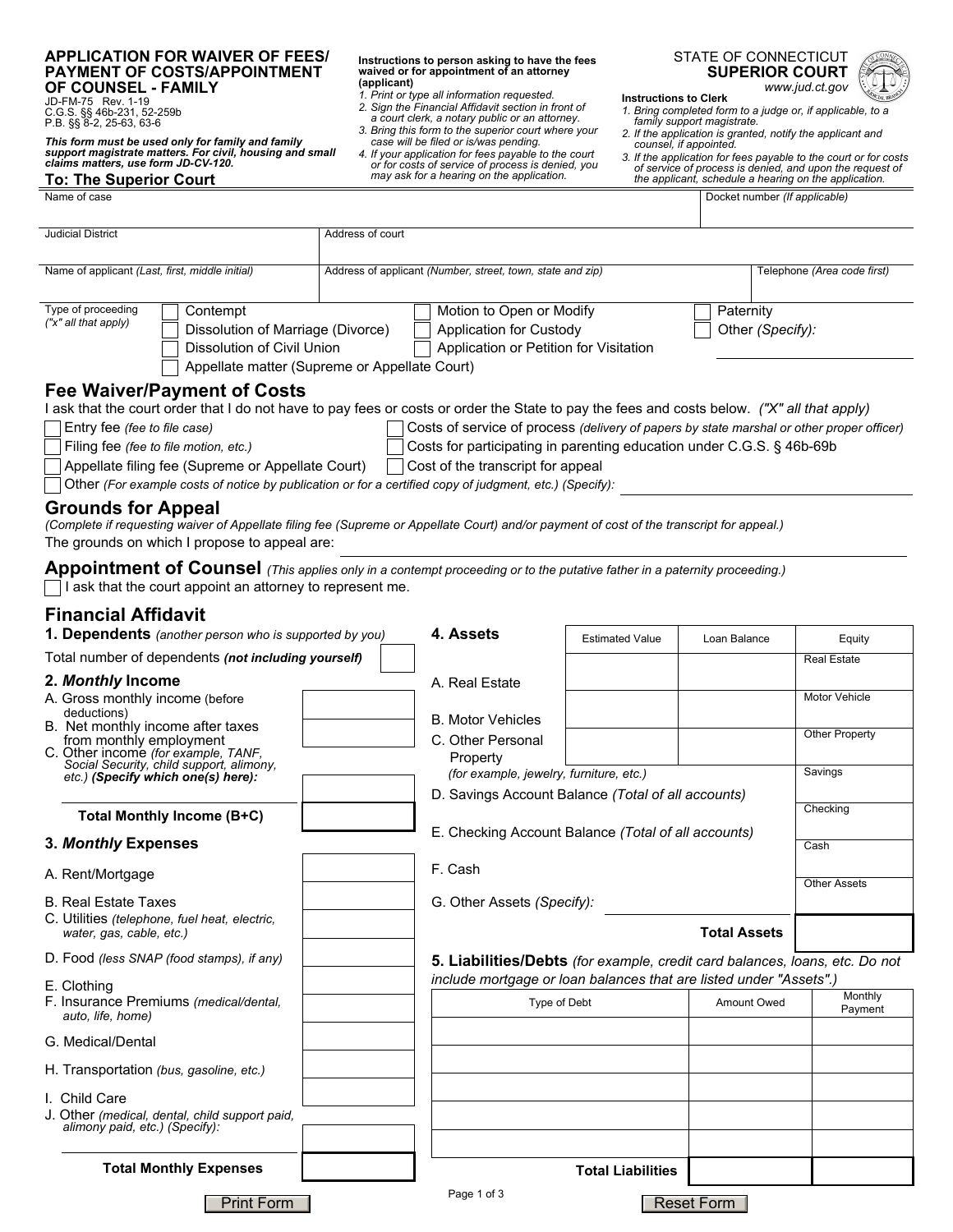# APPLICATION FOR WAIVER OF FEES/ PAYMENT OF COSTS/APPOINTMENT OF COUNSEL - FAMILY

JD-FM-75 Rev. 1-19
C.G.S. §§ 46b-231, 52-259b
P.B. §§ 8-2, 25-63, 63-6

*This form must be used only for family and family support magistrate matters. For civil, housing and small claims matters, use form JD-CV-120.*

**To: The Superior Court**

**Instructions to person asking to have the fees waived or for appointment of an attorney (applicant)**

1. *Print or type all information requested.*
2. *Sign the Financial Affidavit section in front of a court clerk, a notary public or an attorney.*
3. *Bring this form to the superior court where your case will be filed or is/was pending.*
4. *If your application for fees payable to the court or for costs of service of process is denied, you may ask for a hearing on the application.*

STATE OF CONNECTICUT
**SUPERIOR COURT**
*www.jud.ct.gov*

**Instructions to Clerk**

1. *Bring completed form to a judge or, if applicable, to a family support magistrate.*
2. *If the application is granted, notify the applicant and counsel, if appointed.*
3. *If the application for fees payable to the court or for costs of service of process is denied, and upon the request of the applicant, schedule a hearing on the application.*

| Name of case | | Docket number *(If applicable)* |
|---|---|---|
| | | |
| **Judicial District** | **Address of court** | |
| | | |
| **Name of applicant** *(Last, first, middle initial)* | **Address of applicant** *(Number, street, town, state and zip)* | **Telephone** *(Area code first)* |
| | | |

Type of proceeding *("x" all that apply)*

- [ ] Contempt
- [ ] Dissolution of Marriage (Divorce)
- [ ] Dissolution of Civil Union
- [ ] Appellate matter (Supreme or Appellate Court)
- [ ] Motion to Open or Modify
- [ ] Application for Custody
- [ ] Application or Petition for Visitation
- [ ] Paternity
- [ ] Other *(Specify)*:

## Fee Waiver/Payment of Costs

I ask that the court order that I do not have to pay fees or costs or order the State to pay the fees and costs below. *("X" all that apply)*

- [ ] Entry fee *(fee to file case)*
- [ ] Filing fee *(fee to file motion, etc.)*
- [ ] Appellate filing fee (Supreme or Appellate Court)
- [ ] Costs of service of process *(delivery of papers by state marshal or other proper officer)*
- [ ] Costs for participating in parenting education under C.G.S. § 46b-69b
- [ ] Cost of the transcript for appeal
- [ ] Other *(For example costs of notice by publication or for a certified copy of judgment, etc.) (Specify)*:

## Grounds for Appeal

*(Complete if requesting waiver of Appellate filing fee (Supreme or Appellate Court) and/or payment of cost of the transcript for appeal.)*

The grounds on which I propose to appeal are:

## Appointment of Counsel

*(This applies only in a contempt proceeding or to the putative father in a paternity proceeding.)*

- [ ] I ask that the court appoint an attorney to represent me.

## Financial Affidavit

### 1. Dependents *(another person who is supported by you)*

| Total number of dependents **(not including yourself)** | |
|---|---|

### 2. *Monthly* Income

| | |
|---|---|
| A. Gross monthly income (before deductions) | |
| B. Net monthly income after taxes from monthly employment | |
| C. Other income *(for example, TANF, Social Security, child support, alimony, etc.)* **(Specify which one(s) here):** | |
| **Total Monthly Income (B+C)** | |

### 3. *Monthly* Expenses

| | |
|---|---|
| A. Rent/Mortgage | |
| B. Real Estate Taxes | |
| C. Utilities *(telephone, fuel heat, electric, water, gas, cable, etc.)* | |
| D. Food *(less SNAP (food stamps), if any)* | |
| E. Clothing | |
| F. Insurance Premiums *(medical/dental, auto, life, home)* | |
| G. Medical/Dental | |
| H. Transportation *(bus, gasoline, etc.)* | |
| I. Child Care | |
| J. Other *(medical, dental, child support paid, alimony paid, etc.) (Specify)*: | |
| **Total Monthly Expenses** | |

### 4. Assets

| | Estimated Value | Loan Balance | Equity |
|---|---|---|---|
| A. Real Estate | | | Real Estate |
| B. Motor Vehicles | | | Motor Vehicle |
| C. Other Personal Property *(for example, jewelry, furniture, etc.)* | | | Other Property |
| D. Savings Account Balance *(Total of all accounts)* | | | Savings |
| E. Checking Account Balance *(Total of all accounts)* | | | Checking |
| F. Cash | | | Cash |
| G. Other Assets *(Specify)*: | | | Other Assets |
| **Total Assets** | | | |

### 5. Liabilities/Debts

*(for example, credit card balances, loans, etc. Do not include mortgage or loan balances that are listed under "Assets".)*

| Type of Debt | Amount Owed | Monthly Payment |
|---|---|---|
| | | |
| | | |
| | | |
| | | |
| | | |
| **Total Liabilities** | | |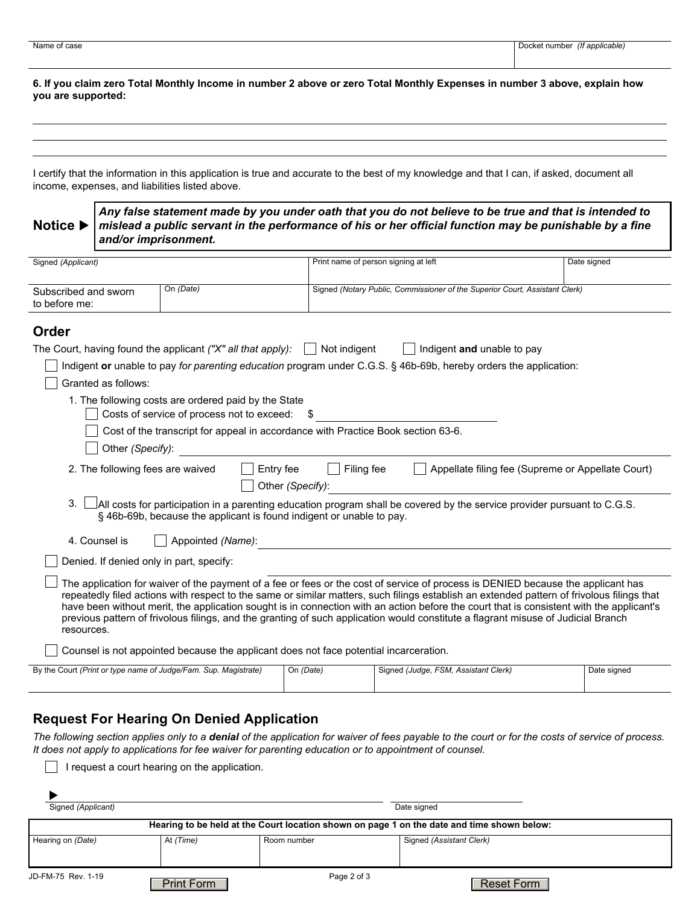| Name of case | Docket number *(If applicable)* |
| --- | --- |
| | |

**6. If you claim zero Total Monthly Income in number 2 above or zero Total Monthly Expenses in number 3 above, explain how you are supported:**

______________________________________________________________________

______________________________________________________________________

______________________________________________________________________

I certify that the information in this application is true and accurate to the best of my knowledge and that I can, if asked, document all income, expenses, and liabilities listed above.

**Notice ▶** ***Any false statement made by you under oath that you do not believe to be true and that is intended to mislead a public servant in the performance of his or her official function may be punishable by a fine and/or imprisonment.***

| Signed *(Applicant)* | | Print name of person signing at left | Date signed |
| --- | --- | --- | --- |
| Subscribed and sworn to before me: | On *(Date)* | Signed *(Notary Public, Commissioner of the Superior Court, Assistant Clerk)* | |

## Order

The Court, having found the applicant *("X" all that apply):* ☐ Not indigent ☐ Indigent **and** unable to pay

☐ Indigent **or** unable to pay *for parenting education* program under C.G.S. § 46b-69b, hereby orders the application:

☐ Granted as follows:

1. The following costs are ordered paid by the State
   - ☐ Costs of service of process not to exceed: $ ____________
   - ☐ Cost of the transcript for appeal in accordance with Practice Book section 63-6.
   - ☐ Other *(Specify)*: ____________
2. The following fees are waived ☐ Entry fee ☐ Filing fee ☐ Appellate filing fee (Supreme or Appellate Court) ☐ Other *(Specify)*: ____________
3. ☐ All costs for participation in a parenting education program shall be covered by the service provider pursuant to C.G.S. § 46b-69b, because the applicant is found indigent or unable to pay.
4. Counsel is ☐ Appointed *(Name)*: ____________

☐ Denied. If denied only in part, specify: ____________

☐ The application for waiver of the payment of a fee or fees or the cost of service of process is DENIED because the applicant has repeatedly filed actions with respect to the same or similar matters, such filings establish an extended pattern of frivolous filings that have been without merit, the application sought is in connection with an action before the court that is consistent with the applicant's previous pattern of frivolous filings, and the granting of such application would constitute a flagrant misuse of Judicial Branch resources.

☐ Counsel is not appointed because the applicant does not face potential incarceration.

| By the Court *(Print or type name of Judge/Fam. Sup. Magistrate)* | On *(Date)* | Signed *(Judge, FSM, Assistant Clerk)* | Date signed |
| --- | --- | --- | --- |
| | | | |

## Request For Hearing On Denied Application

*The following section applies only to a* ***denial*** *of the application for waiver of fees payable to the court or for the costs of service of process. It does not apply to applications for fee waiver for parenting education or to appointment of counsel.*

☐ I request a court hearing on the application.

▶ ____________________ Signed *(Applicant)* ____________ Date signed

| Hearing to be held at the Court location shown on page 1 on the date and time shown below: | | | |
| --- | --- | --- | --- |
| Hearing on *(Date)* | At *(Time)* | Room number | Signed *(Assistant Clerk)* |
| | | | |

JD-FM-75 Rev. 1-19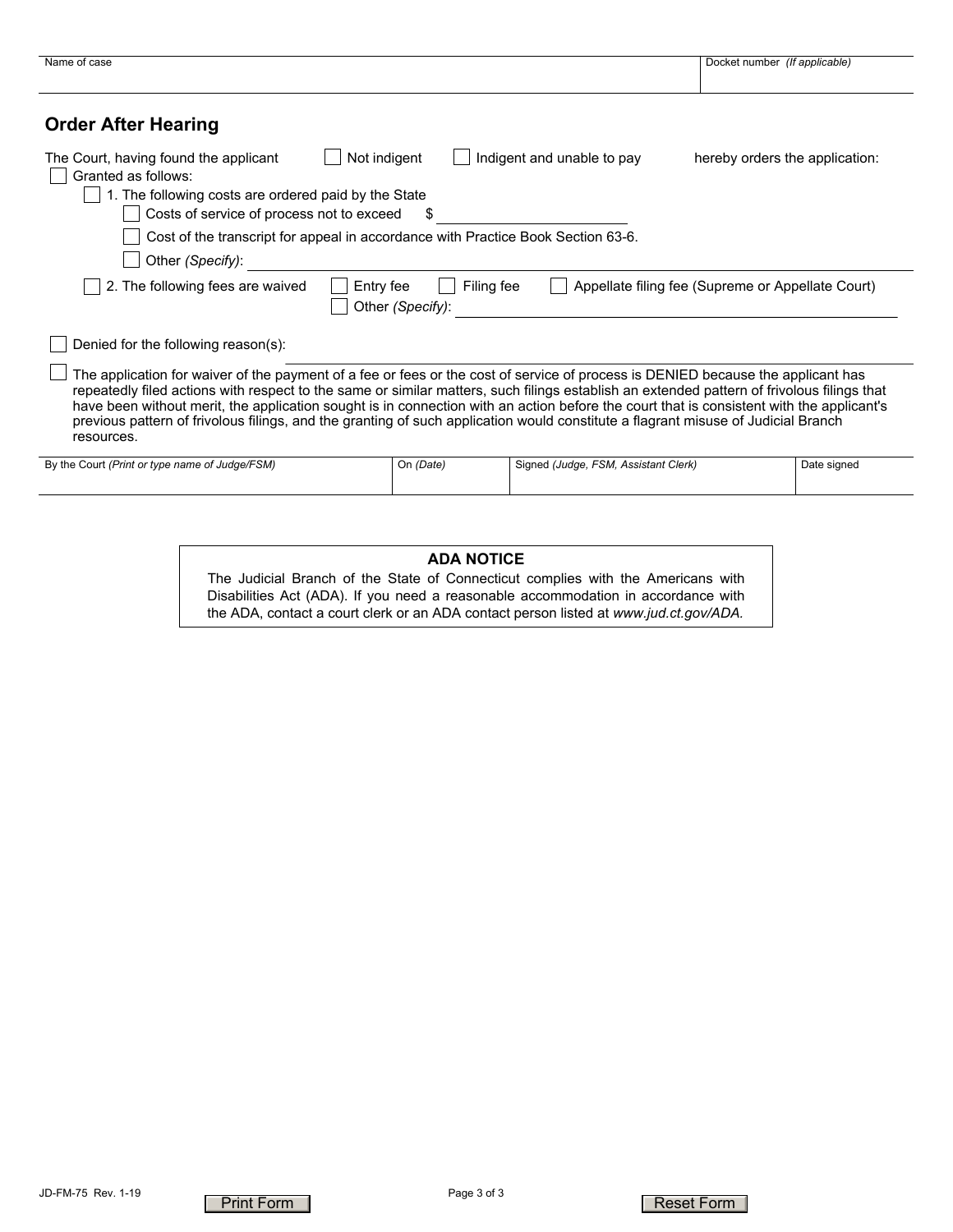| Name of case | Docket number *(If applicable)* |
|---|---|
| | |

## Order After Hearing

The Court, having found the applicant ☐ Not indigent ☐ Indigent and unable to pay hereby orders the application:

☐ Granted as follows:

- ☐ 1. The following costs are ordered paid by the State
  - ☐ Costs of service of process not to exceed $ ____________
  - ☐ Cost of the transcript for appeal in accordance with Practice Book Section 63-6.
  - ☐ Other *(Specify)*: ____________
- ☐ 2. The following fees are waived ☐ Entry fee ☐ Filing fee ☐ Appellate filing fee (Supreme or Appellate Court)
  - ☐ Other *(Specify)*: ____________

☐ Denied for the following reason(s): ____________

☐ The application for waiver of the payment of a fee or fees or the cost of service of process is DENIED because the applicant has repeatedly filed actions with respect to the same or similar matters, such filings establish an extended pattern of frivolous filings that have been without merit, the application sought is in connection with an action before the court that is consistent with the applicant's previous pattern of frivolous filings, and the granting of such application would constitute a flagrant misuse of Judicial Branch resources.

| By the Court *(Print or type name of Judge/FSM)* | On *(Date)* | Signed *(Judge, FSM, Assistant Clerk)* | Date signed |
|---|---|---|---|
| | | | |

**ADA NOTICE**

The Judicial Branch of the State of Connecticut complies with the Americans with Disabilities Act (ADA). If you need a reasonable accommodation in accordance with the ADA, contact a court clerk or an ADA contact person listed at *www.jud.ct.gov/ADA.*

JD-FM-75 Rev. 1-19

Print Form

Reset Form